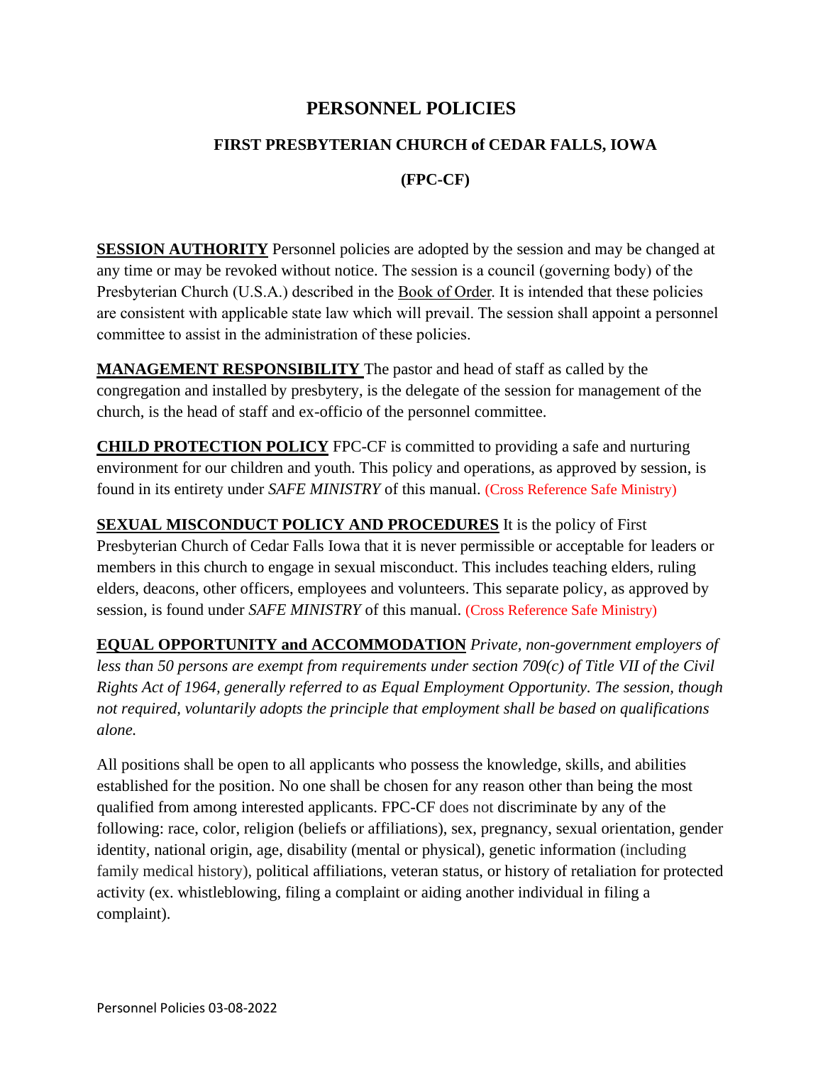# PERSONNEL POLICIES

## FIRST PRESBYTERIAN CHURCH of CEDAR FALLS, IOWA

## (FPC-CF)

**SESSION AUTHORITY** Personnel policies are adopted by the session and may be changed at any time or may be revoked without notice. The session is a council (governing body) of the Presbyterian Church (U.S.A.) described in the Book of Order. It is intended that these policies are consistent with applicable state law which will prevail. The session shall appoint a personnel committee to assist in the administration of these policies.

**MANAGEMENT RESPONSIBILITY** The pastor and head of staff as called by the congregation and installed by presbytery, is the delegate of the session for management of the church, is the head of staff and ex-officio of the personnel committee.

**CHILD PROTECTION POLICY** FPC-CF is committed to providing a safe and nurturing environment for our children and youth. This policy and operations, as approved by session, is found in its entirety under *SAFE MINISTRY* of this manual. (Cross Reference Safe Ministry)

**SEXUAL MISCONDUCT POLICY AND PROCEDURES** It is the policy of First Presbyterian Church of Cedar Falls Iowa that it is never permissible or acceptable for leaders or members in this church to engage in sexual misconduct. This includes teaching elders, ruling elders, deacons, other officers, employees and volunteers. This separate policy, as approved by session, is found under *SAFE MINISTRY* of this manual. (Cross Reference Safe Ministry)

**EQUAL OPPORTUNITY and ACCOMMODATION** *Private, non-government employers of less than 50 persons are exempt from requirements under section 709(c) of Title VII of the Civil Rights Act of 1964, generally referred to as Equal Employment Opportunity. The session, though not required, voluntarily adopts the principle that employment shall be based on qualifications alone.*

All positions shall be open to all applicants who possess the knowledge, skills, and abilities established for the position. No one shall be chosen for any reason other than being the most qualified from among interested applicants. FPC-CF does not discriminate by any of the following: race, color, religion (beliefs or affiliations), sex, pregnancy, sexual orientation, gender identity, national origin, age, disability (mental or physical), genetic information (including family medical history), political affiliations, veteran status, or history of retaliation for protected activity (ex. whistleblowing, filing a complaint or aiding another individual in filing a complaint).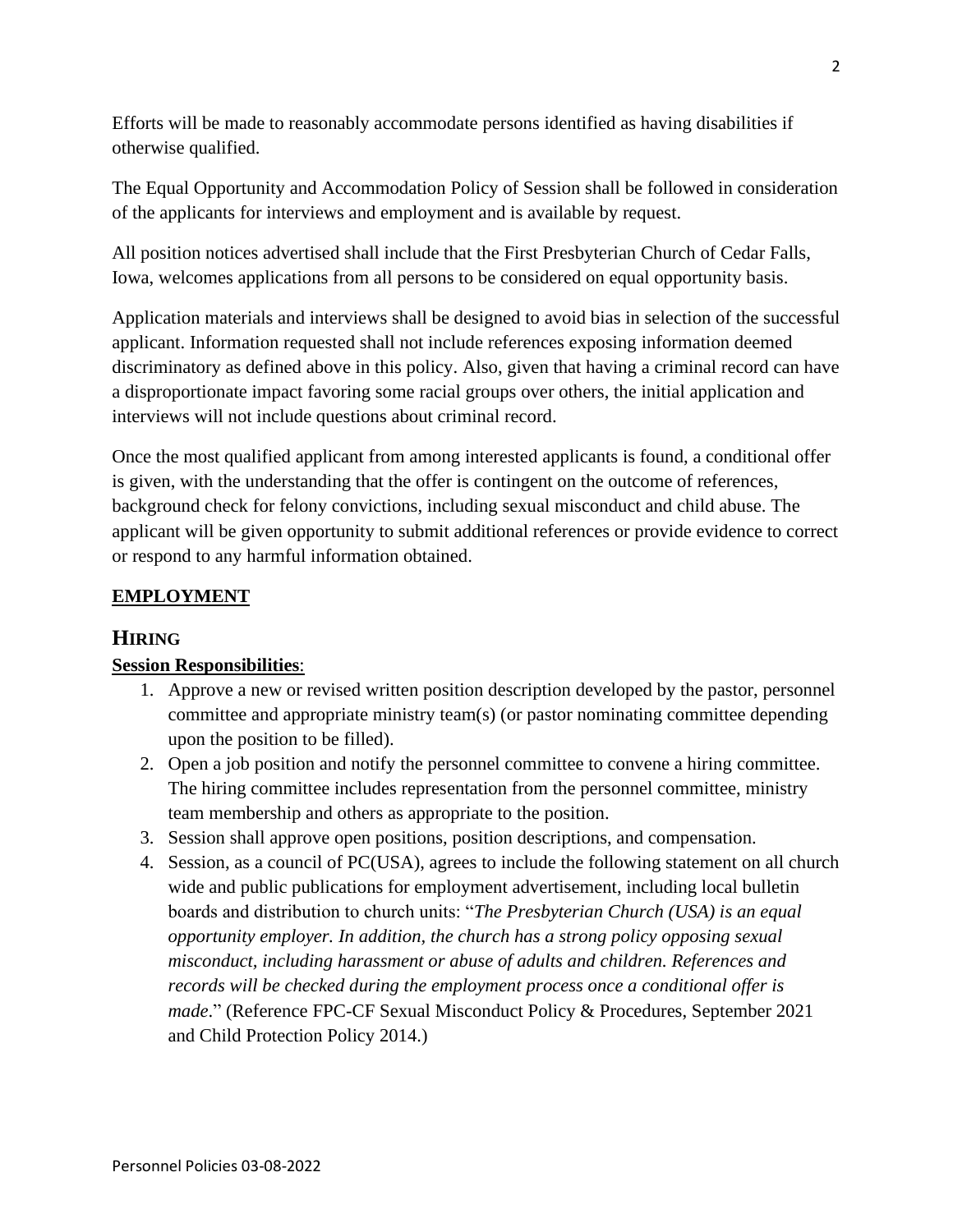Efforts will be made to reasonably accommodate persons identified as having disabilities if otherwise qualified.

The Equal Opportunity and Accommodation Policy of Session shall be followed in consideration of the applicants for interviews and employment and is available by request.

All position notices advertised shall include that the First Presbyterian Church of Cedar Falls, Iowa, welcomes applications from all persons to be considered on equal opportunity basis.

Application materials and interviews shall be designed to avoid bias in selection of the successful applicant. Information requested shall not include references exposing information deemed discriminatory as defined above in this policy. Also, given that having a criminal record can have a disproportionate impact favoring some racial groups over others, the initial application and interviews will not include questions about criminal record.

Once the most qualified applicant from among interested applicants is found, a conditional offer is given, with the understanding that the offer is contingent on the outcome of references, background check for felony convictions, including sexual misconduct and child abuse. The applicant will be given opportunity to submit additional references or provide evidence to correct or respond to any harmful information obtained.

## EMPLOYMENT

### HIRING

**Session Responsibilities**:

1. Approve a new or revised written position description developed by the pastor, personnel committee and appropriate ministry team(s) (or pastor nominating committee depending upon the position to be filled).
2. Open a job position and notify the personnel committee to convene a hiring committee. The hiring committee includes representation from the personnel committee, ministry team membership and others as appropriate to the position.
3. Session shall approve open positions, position descriptions, and compensation.
4. Session, as a council of PC(USA), agrees to include the following statement on all church wide and public publications for employment advertisement, including local bulletin boards and distribution to church units: "*The Presbyterian Church (USA) is an equal opportunity employer. In addition, the church has a strong policy opposing sexual misconduct, including harassment or abuse of adults and children. References and records will be checked during the employment process once a conditional offer is made*." (Reference FPC-CF Sexual Misconduct Policy & Procedures, September 2021 and Child Protection Policy 2014.)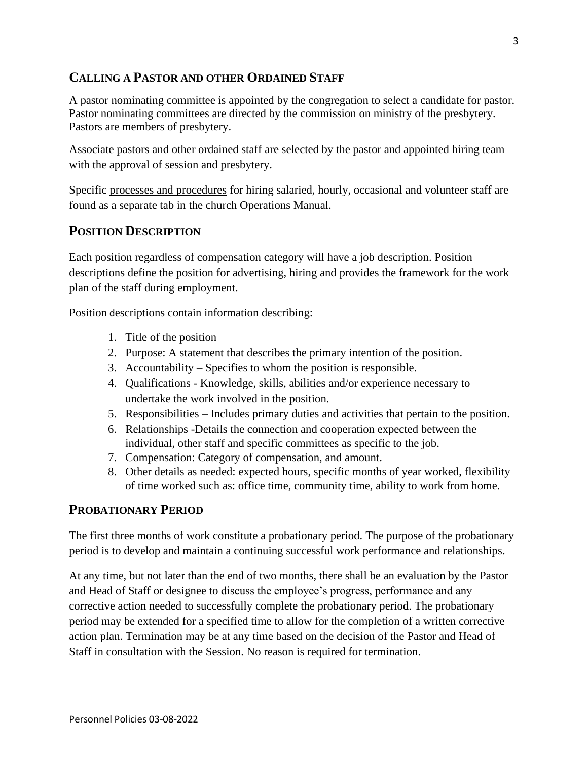## CALLING A PASTOR AND OTHER ORDAINED STAFF

A pastor nominating committee is appointed by the congregation to select a candidate for pastor. Pastor nominating committees are directed by the commission on ministry of the presbytery. Pastors are members of presbytery.

Associate pastors and other ordained staff are selected by the pastor and appointed hiring team with the approval of session and presbytery.

Specific processes and procedures for hiring salaried, hourly, occasional and volunteer staff are found as a separate tab in the church Operations Manual.

## POSITION DESCRIPTION

Each position regardless of compensation category will have a job description. Position descriptions define the position for advertising, hiring and provides the framework for the work plan of the staff during employment.

Position descriptions contain information describing:

1. Title of the position
2. Purpose: A statement that describes the primary intention of the position.
3. Accountability – Specifies to whom the position is responsible.
4. Qualifications - Knowledge, skills, abilities and/or experience necessary to undertake the work involved in the position.
5. Responsibilities – Includes primary duties and activities that pertain to the position.
6. Relationships -Details the connection and cooperation expected between the individual, other staff and specific committees as specific to the job.
7. Compensation: Category of compensation, and amount.
8. Other details as needed: expected hours, specific months of year worked, flexibility of time worked such as: office time, community time, ability to work from home.

## PROBATIONARY PERIOD

The first three months of work constitute a probationary period. The purpose of the probationary period is to develop and maintain a continuing successful work performance and relationships.

At any time, but not later than the end of two months, there shall be an evaluation by the Pastor and Head of Staff or designee to discuss the employee's progress, performance and any corrective action needed to successfully complete the probationary period. The probationary period may be extended for a specified time to allow for the completion of a written corrective action plan. Termination may be at any time based on the decision of the Pastor and Head of Staff in consultation with the Session. No reason is required for termination.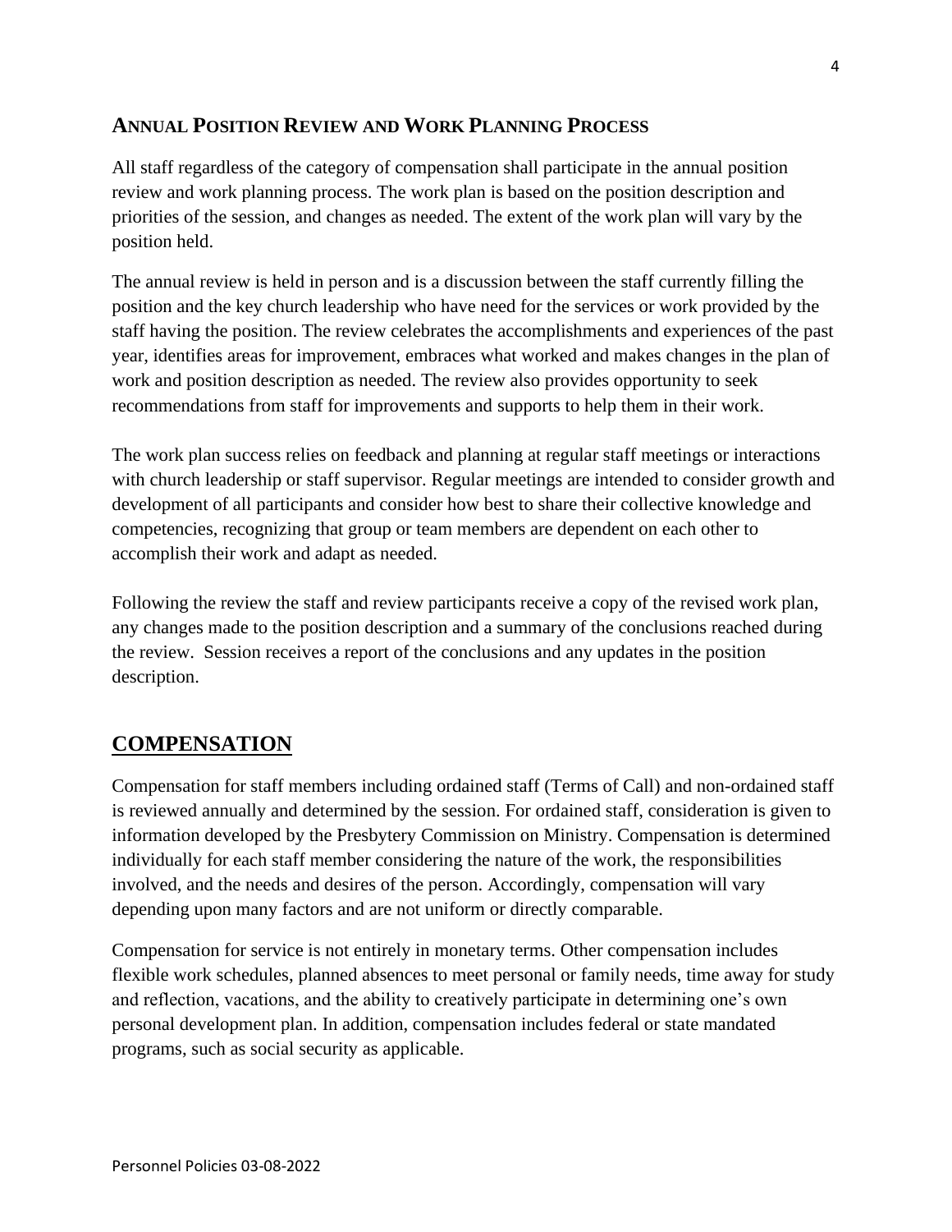## Annual Position Review and Work Planning Process

All staff regardless of the category of compensation shall participate in the annual position review and work planning process. The work plan is based on the position description and priorities of the session, and changes as needed. The extent of the work plan will vary by the position held.

The annual review is held in person and is a discussion between the staff currently filling the position and the key church leadership who have need for the services or work provided by the staff having the position. The review celebrates the accomplishments and experiences of the past year, identifies areas for improvement, embraces what worked and makes changes in the plan of work and position description as needed. The review also provides opportunity to seek recommendations from staff for improvements and supports to help them in their work.

The work plan success relies on feedback and planning at regular staff meetings or interactions with church leadership or staff supervisor. Regular meetings are intended to consider growth and development of all participants and consider how best to share their collective knowledge and competencies, recognizing that group or team members are dependent on each other to accomplish their work and adapt as needed.

Following the review the staff and review participants receive a copy of the revised work plan, any changes made to the position description and a summary of the conclusions reached during the review. Session receives a report of the conclusions and any updates in the position description.

# COMPENSATION

Compensation for staff members including ordained staff (Terms of Call) and non-ordained staff is reviewed annually and determined by the session. For ordained staff, consideration is given to information developed by the Presbytery Commission on Ministry. Compensation is determined individually for each staff member considering the nature of the work, the responsibilities involved, and the needs and desires of the person. Accordingly, compensation will vary depending upon many factors and are not uniform or directly comparable.

Compensation for service is not entirely in monetary terms. Other compensation includes flexible work schedules, planned absences to meet personal or family needs, time away for study and reflection, vacations, and the ability to creatively participate in determining one's own personal development plan. In addition, compensation includes federal or state mandated programs, such as social security as applicable.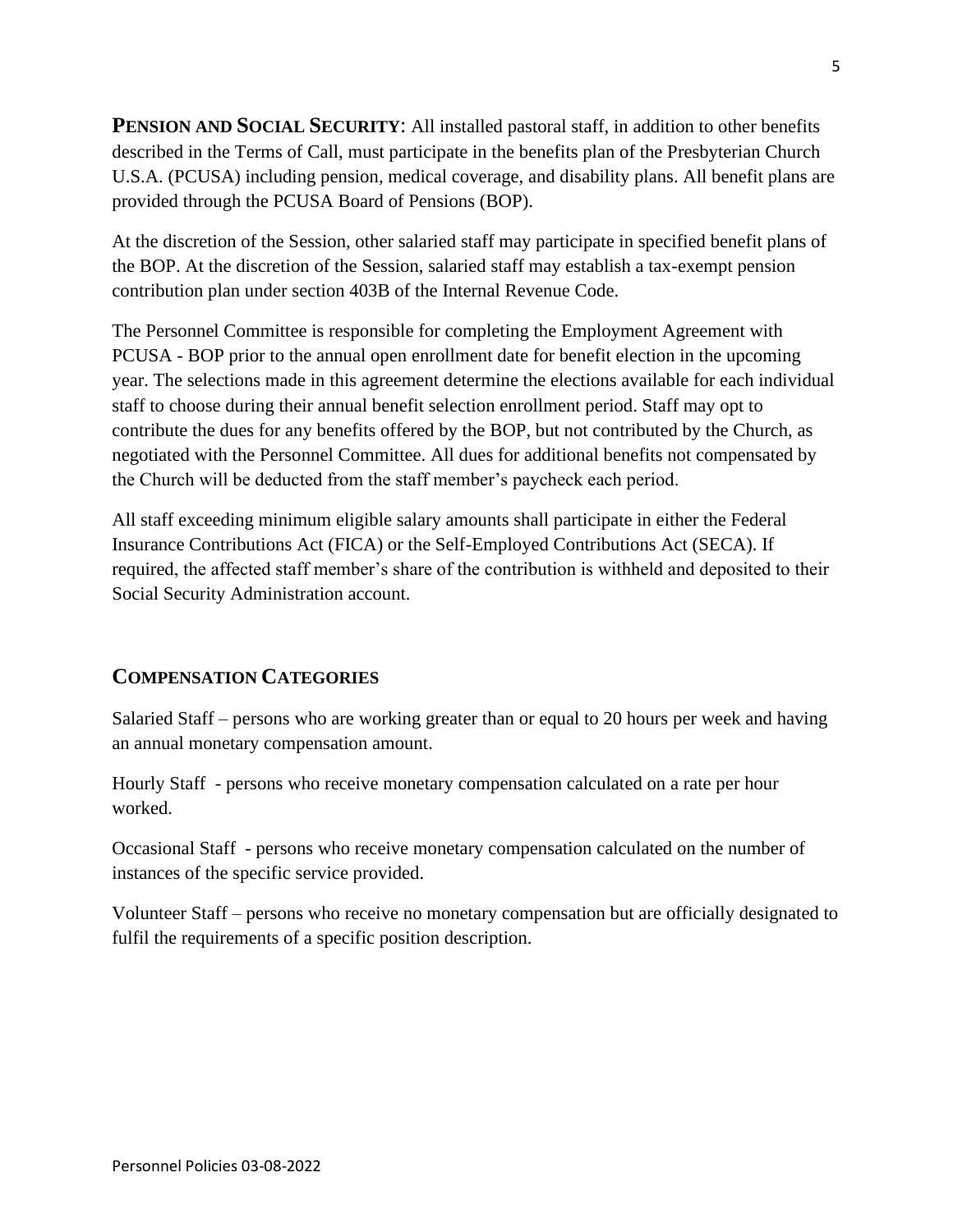**PENSION AND SOCIAL SECURITY**: All installed pastoral staff, in addition to other benefits described in the Terms of Call, must participate in the benefits plan of the Presbyterian Church U.S.A. (PCUSA) including pension, medical coverage, and disability plans. All benefit plans are provided through the PCUSA Board of Pensions (BOP).

At the discretion of the Session, other salaried staff may participate in specified benefit plans of the BOP. At the discretion of the Session, salaried staff may establish a tax-exempt pension contribution plan under section 403B of the Internal Revenue Code.

The Personnel Committee is responsible for completing the Employment Agreement with PCUSA - BOP prior to the annual open enrollment date for benefit election in the upcoming year. The selections made in this agreement determine the elections available for each individual staff to choose during their annual benefit selection enrollment period. Staff may opt to contribute the dues for any benefits offered by the BOP, but not contributed by the Church, as negotiated with the Personnel Committee. All dues for additional benefits not compensated by the Church will be deducted from the staff member's paycheck each period.

All staff exceeding minimum eligible salary amounts shall participate in either the Federal Insurance Contributions Act (FICA) or the Self-Employed Contributions Act (SECA). If required, the affected staff member's share of the contribution is withheld and deposited to their Social Security Administration account.

## COMPENSATION CATEGORIES

Salaried Staff – persons who are working greater than or equal to 20 hours per week and having an annual monetary compensation amount.

Hourly Staff - persons who receive monetary compensation calculated on a rate per hour worked.

Occasional Staff - persons who receive monetary compensation calculated on the number of instances of the specific service provided.

Volunteer Staff – persons who receive no monetary compensation but are officially designated to fulfil the requirements of a specific position description.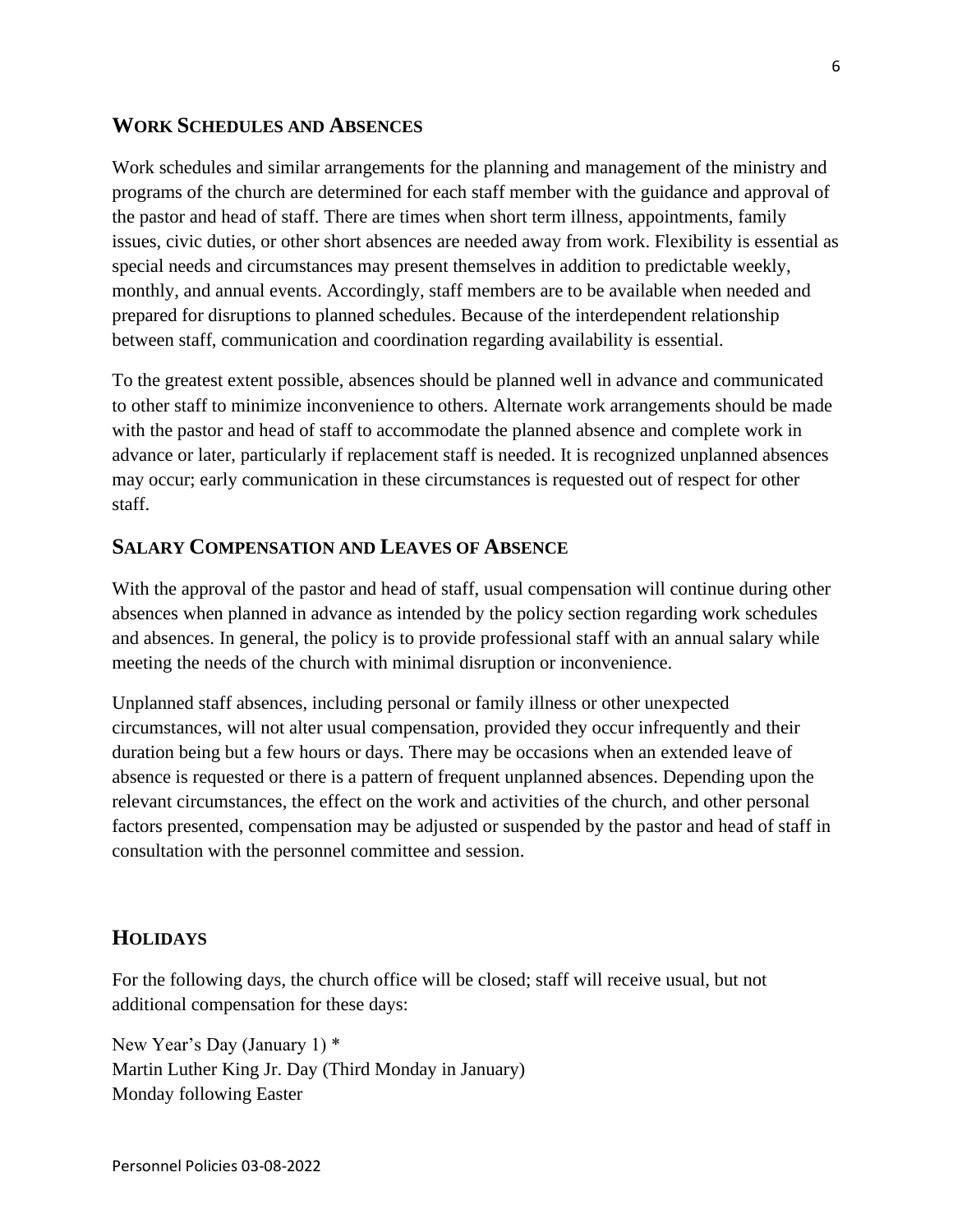## WORK SCHEDULES AND ABSENCES

Work schedules and similar arrangements for the planning and management of the ministry and programs of the church are determined for each staff member with the guidance and approval of the pastor and head of staff. There are times when short term illness, appointments, family issues, civic duties, or other short absences are needed away from work. Flexibility is essential as special needs and circumstances may present themselves in addition to predictable weekly, monthly, and annual events. Accordingly, staff members are to be available when needed and prepared for disruptions to planned schedules. Because of the interdependent relationship between staff, communication and coordination regarding availability is essential.

To the greatest extent possible, absences should be planned well in advance and communicated to other staff to minimize inconvenience to others. Alternate work arrangements should be made with the pastor and head of staff to accommodate the planned absence and complete work in advance or later, particularly if replacement staff is needed. It is recognized unplanned absences may occur; early communication in these circumstances is requested out of respect for other staff.

## SALARY COMPENSATION AND LEAVES OF ABSENCE

With the approval of the pastor and head of staff, usual compensation will continue during other absences when planned in advance as intended by the policy section regarding work schedules and absences. In general, the policy is to provide professional staff with an annual salary while meeting the needs of the church with minimal disruption or inconvenience.

Unplanned staff absences, including personal or family illness or other unexpected circumstances, will not alter usual compensation, provided they occur infrequently and their duration being but a few hours or days. There may be occasions when an extended leave of absence is requested or there is a pattern of frequent unplanned absences. Depending upon the relevant circumstances, the effect on the work and activities of the church, and other personal factors presented, compensation may be adjusted or suspended by the pastor and head of staff in consultation with the personnel committee and session.

## HOLIDAYS

For the following days, the church office will be closed; staff will receive usual, but not additional compensation for these days:

New Year's Day (January 1) *
Martin Luther King Jr. Day (Third Monday in January)
Monday following Easter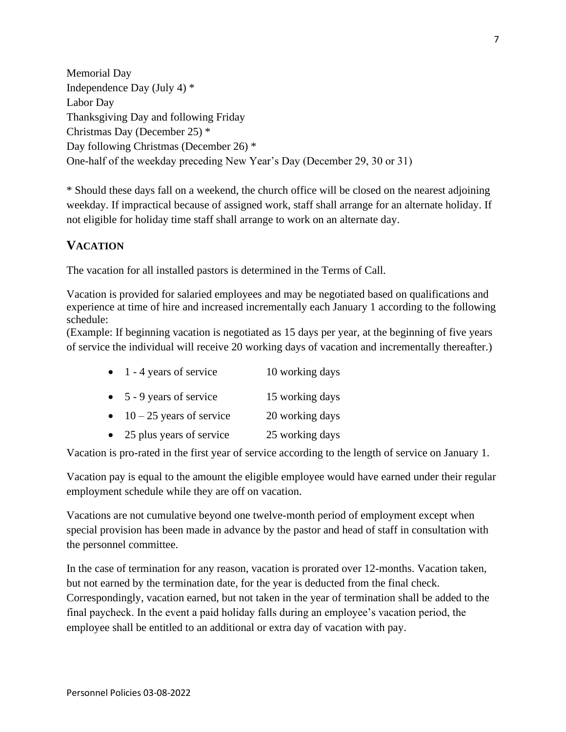Memorial Day
Independence Day (July 4) *
Labor Day
Thanksgiving Day and following Friday
Christmas Day (December 25) *
Day following Christmas (December 26) *
One-half of the weekday preceding New Year's Day (December 29, 30 or 31)

* Should these days fall on a weekend, the church office will be closed on the nearest adjoining weekday. If impractical because of assigned work, staff shall arrange for an alternate holiday. If not eligible for holiday time staff shall arrange to work on an alternate day.

## VACATION

The vacation for all installed pastors is determined in the Terms of Call.

Vacation is provided for salaried employees and may be negotiated based on qualifications and experience at time of hire and increased incrementally each January 1 according to the following schedule:
(Example: If beginning vacation is negotiated as 15 days per year, at the beginning of five years of service the individual will receive 20 working days of vacation and incrementally thereafter.)

- 1 - 4 years of service — 10 working days
- 5 - 9 years of service — 15 working days
- 10 – 25 years of service — 20 working days
- 25 plus years of service — 25 working days

Vacation is pro-rated in the first year of service according to the length of service on January 1.

Vacation pay is equal to the amount the eligible employee would have earned under their regular employment schedule while they are off on vacation.

Vacations are not cumulative beyond one twelve-month period of employment except when special provision has been made in advance by the pastor and head of staff in consultation with the personnel committee.

In the case of termination for any reason, vacation is prorated over 12-months. Vacation taken, but not earned by the termination date, for the year is deducted from the final check. Correspondingly, vacation earned, but not taken in the year of termination shall be added to the final paycheck. In the event a paid holiday falls during an employee's vacation period, the employee shall be entitled to an additional or extra day of vacation with pay.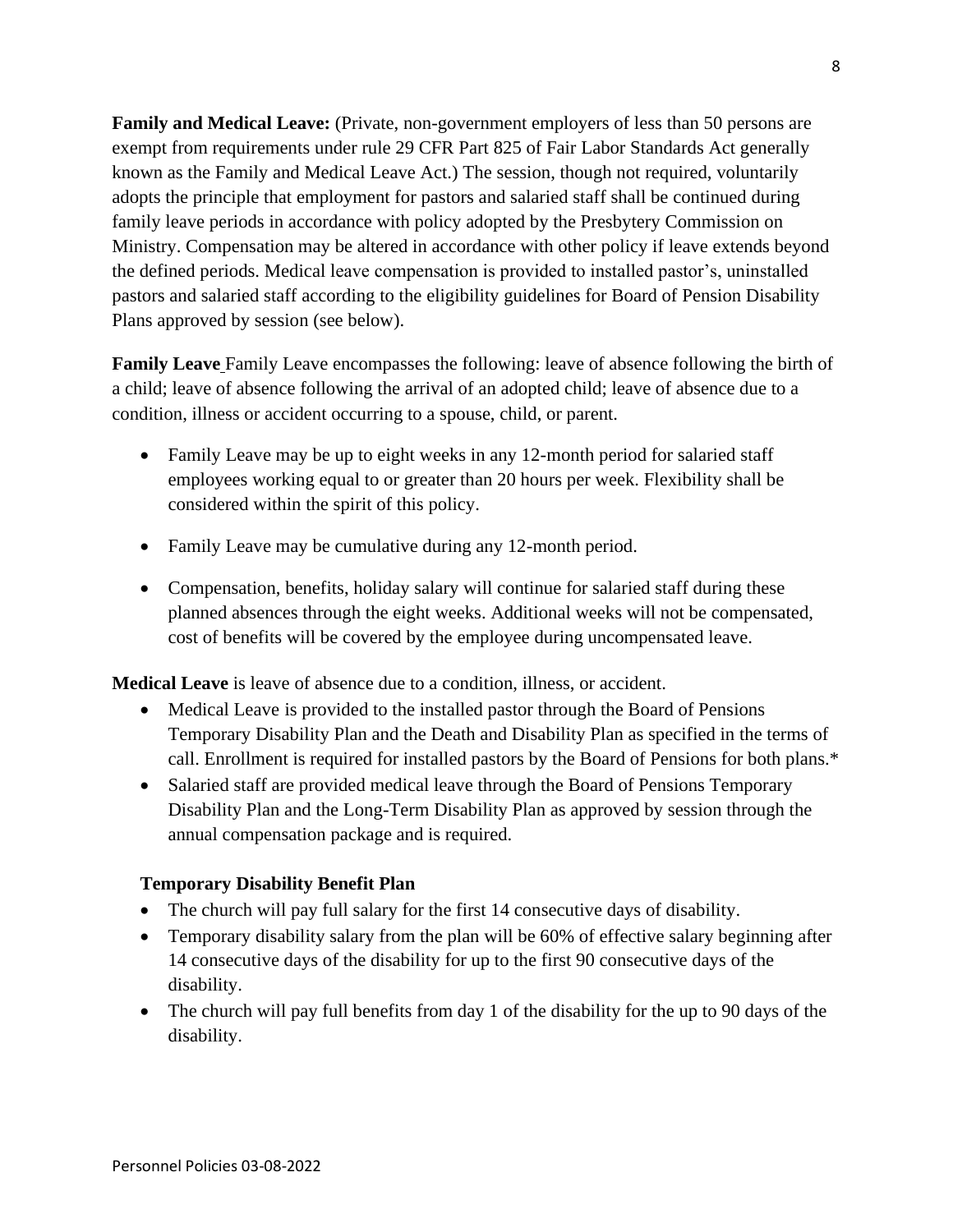**Family and Medical Leave:** (Private, non-government employers of less than 50 persons are exempt from requirements under rule 29 CFR Part 825 of Fair Labor Standards Act generally known as the Family and Medical Leave Act.) The session, though not required, voluntarily adopts the principle that employment for pastors and salaried staff shall be continued during family leave periods in accordance with policy adopted by the Presbytery Commission on Ministry. Compensation may be altered in accordance with other policy if leave extends beyond the defined periods. Medical leave compensation is provided to installed pastor's, uninstalled pastors and salaried staff according to the eligibility guidelines for Board of Pension Disability Plans approved by session (see below).

**Family Leave** Family Leave encompasses the following: leave of absence following the birth of a child; leave of absence following the arrival of an adopted child; leave of absence due to a condition, illness or accident occurring to a spouse, child, or parent.

- Family Leave may be up to eight weeks in any 12-month period for salaried staff employees working equal to or greater than 20 hours per week. Flexibility shall be considered within the spirit of this policy.
- Family Leave may be cumulative during any 12-month period.
- Compensation, benefits, holiday salary will continue for salaried staff during these planned absences through the eight weeks. Additional weeks will not be compensated, cost of benefits will be covered by the employee during uncompensated leave.

**Medical Leave** is leave of absence due to a condition, illness, or accident.

- Medical Leave is provided to the installed pastor through the Board of Pensions Temporary Disability Plan and the Death and Disability Plan as specified in the terms of call. Enrollment is required for installed pastors by the Board of Pensions for both plans.*
- Salaried staff are provided medical leave through the Board of Pensions Temporary Disability Plan and the Long-Term Disability Plan as approved by session through the annual compensation package and is required.

**Temporary Disability Benefit Plan**

- The church will pay full salary for the first 14 consecutive days of disability.
- Temporary disability salary from the plan will be 60% of effective salary beginning after 14 consecutive days of the disability for up to the first 90 consecutive days of the disability.
- The church will pay full benefits from day 1 of the disability for the up to 90 days of the disability.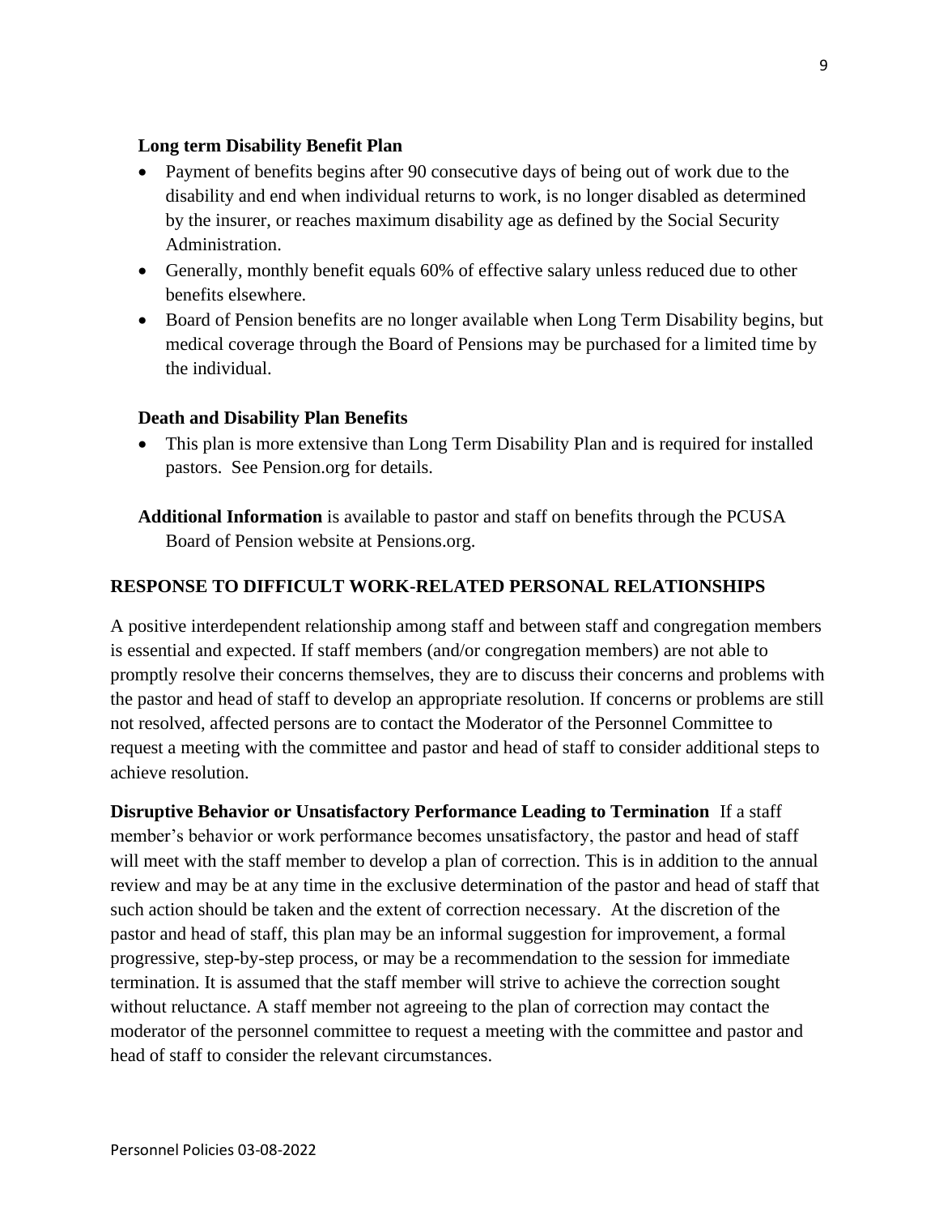### Long term Disability Benefit Plan

- Payment of benefits begins after 90 consecutive days of being out of work due to the disability and end when individual returns to work, is no longer disabled as determined by the insurer, or reaches maximum disability age as defined by the Social Security Administration.
- Generally, monthly benefit equals 60% of effective salary unless reduced due to other benefits elsewhere.
- Board of Pension benefits are no longer available when Long Term Disability begins, but medical coverage through the Board of Pensions may be purchased for a limited time by the individual.

### Death and Disability Plan Benefits

- This plan is more extensive than Long Term Disability Plan and is required for installed pastors. See Pension.org for details.

**Additional Information** is available to pastor and staff on benefits through the PCUSA Board of Pension website at Pensions.org.

## RESPONSE TO DIFFICULT WORK-RELATED PERSONAL RELATIONSHIPS

A positive interdependent relationship among staff and between staff and congregation members is essential and expected. If staff members (and/or congregation members) are not able to promptly resolve their concerns themselves, they are to discuss their concerns and problems with the pastor and head of staff to develop an appropriate resolution. If concerns or problems are still not resolved, affected persons are to contact the Moderator of the Personnel Committee to request a meeting with the committee and pastor and head of staff to consider additional steps to achieve resolution.

**Disruptive Behavior or Unsatisfactory Performance Leading to Termination** If a staff member's behavior or work performance becomes unsatisfactory, the pastor and head of staff will meet with the staff member to develop a plan of correction. This is in addition to the annual review and may be at any time in the exclusive determination of the pastor and head of staff that such action should be taken and the extent of correction necessary. At the discretion of the pastor and head of staff, this plan may be an informal suggestion for improvement, a formal progressive, step-by-step process, or may be a recommendation to the session for immediate termination. It is assumed that the staff member will strive to achieve the correction sought without reluctance. A staff member not agreeing to the plan of correction may contact the moderator of the personnel committee to request a meeting with the committee and pastor and head of staff to consider the relevant circumstances.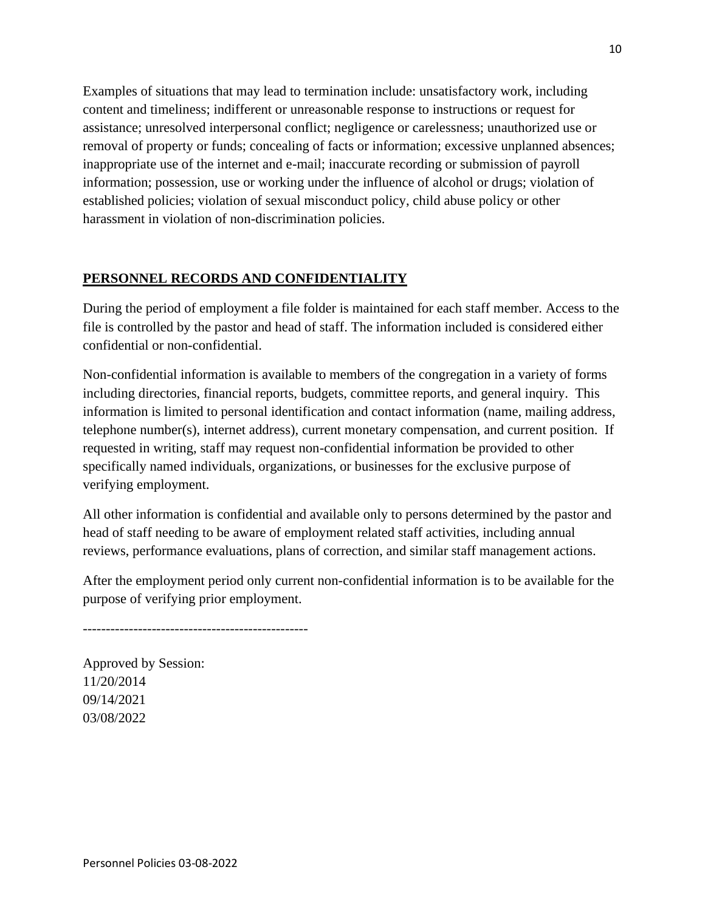Examples of situations that may lead to termination include: unsatisfactory work, including content and timeliness; indifferent or unreasonable response to instructions or request for assistance; unresolved interpersonal conflict; negligence or carelessness; unauthorized use or removal of property or funds; concealing of facts or information; excessive unplanned absences; inappropriate use of the internet and e-mail; inaccurate recording or submission of payroll information; possession, use or working under the influence of alcohol or drugs; violation of established policies; violation of sexual misconduct policy, child abuse policy or other harassment in violation of non-discrimination policies.

## PERSONNEL RECORDS AND CONFIDENTIALITY

During the period of employment a file folder is maintained for each staff member. Access to the file is controlled by the pastor and head of staff. The information included is considered either confidential or non-confidential.

Non-confidential information is available to members of the congregation in a variety of forms including directories, financial reports, budgets, committee reports, and general inquiry. This information is limited to personal identification and contact information (name, mailing address, telephone number(s), internet address), current monetary compensation, and current position. If requested in writing, staff may request non-confidential information be provided to other specifically named individuals, organizations, or businesses for the exclusive purpose of verifying employment.

All other information is confidential and available only to persons determined by the pastor and head of staff needing to be aware of employment related staff activities, including annual reviews, performance evaluations, plans of correction, and similar staff management actions.

After the employment period only current non-confidential information is to be available for the purpose of verifying prior employment.

-------------------------------------------------

Approved by Session:
11/20/2014
09/14/2021
03/08/2022